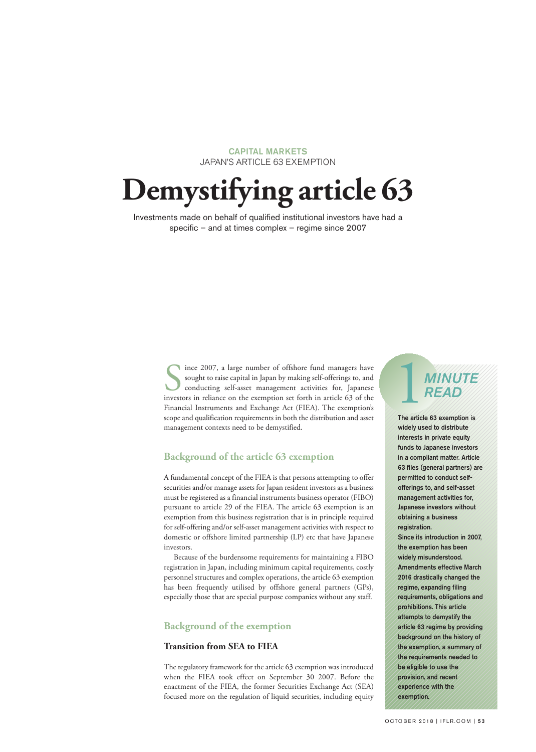CAPITAL MARKETS
JAPAN'S ARTICLE 63 EXEMPTION

# Demystifying article 63

Investments made on behalf of qualified institutional investors have had a specific – and at times complex – regime since 2007

Since 2007, a large number of offshore fund managers have sought to raise capital in Japan by making self-offerings to, and conducting self-asset management activities for, Japanese investors in reliance on the exemption set forth in article 63 of the Financial Instruments and Exchange Act (FIEA). The exemption's scope and qualification requirements in both the distribution and asset management contexts need to be demystified.

## Background of the article 63 exemption

A fundamental concept of the FIEA is that persons attempting to offer securities and/or manage assets for Japan resident investors as a business must be registered as a financial instruments business operator (FIBO) pursuant to article 29 of the FIEA. The article 63 exemption is an exemption from this business registration that is in principle required for self-offering and/or self-asset management activities with respect to domestic or offshore limited partnership (LP) etc that have Japanese investors.

Because of the burdensome requirements for maintaining a FIBO registration in Japan, including minimum capital requirements, costly personnel structures and complex operations, the article 63 exemption has been frequently utilised by offshore general partners (GPs), especially those that are special purpose companies without any staff.

## Background of the exemption

### Transition from SEA to FIEA

The regulatory framework for the article 63 exemption was introduced when the FIEA took effect on September 30 2007. Before the enactment of the FIEA, the former Securities Exchange Act (SEA) focused more on the regulation of liquid securities, including equity

**1 MINUTE READ**

**The article 63 exemption is widely used to distribute interests in private equity funds to Japanese investors in a compliant matter. Article 63 files (general partners) are permitted to conduct self-offerings to, and self-asset management activities for, Japanese investors without obtaining a business registration.**
**Since its introduction in 2007, the exemption has been widely misunderstood. Amendments effective March 2016 drastically changed the regime, expanding filing requirements, obligations and prohibitions. This article attempts to demystify the article 63 regime by providing background on the history of the exemption, a summary of the requirements needed to be eligible to use the provision, and recent experience with the exemption.**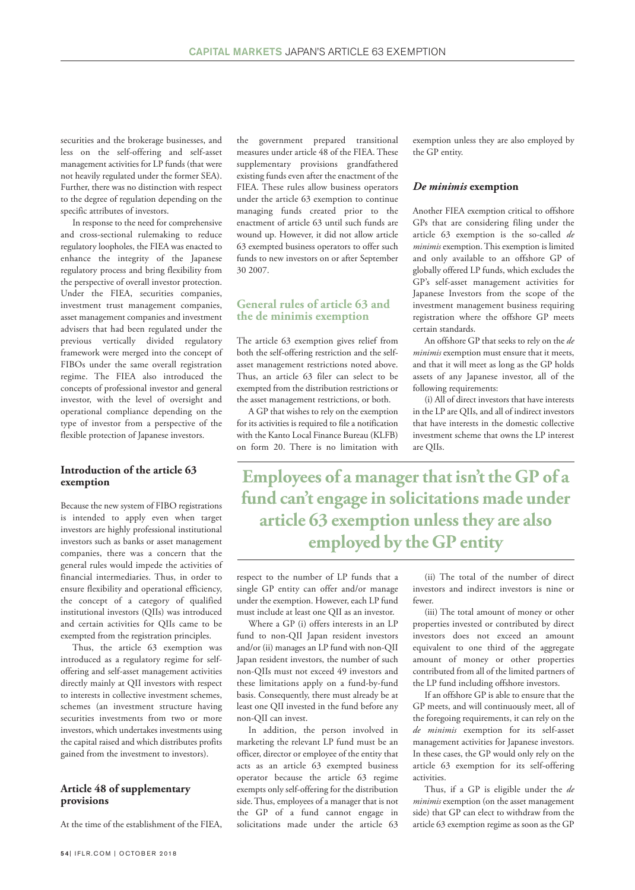securities and the brokerage businesses, and less on the self-offering and self-asset management activities for LP funds (that were not heavily regulated under the former SEA). Further, there was no distinction with respect to the degree of regulation depending on the specific attributes of investors.

In response to the need for comprehensive and cross-sectional rulemaking to reduce regulatory loopholes, the FIEA was enacted to enhance the integrity of the Japanese regulatory process and bring flexibility from the perspective of overall investor protection. Under the FIEA, securities companies, investment trust management companies, asset management companies and investment advisers that had been regulated under the previous vertically divided regulatory framework were merged into the concept of FIBOs under the same overall registration regime. The FIEA also introduced the concepts of professional investor and general investor, with the level of oversight and operational compliance depending on the type of investor from a perspective of the flexible protection of Japanese investors.

### Introduction of the article 63 exemption

Because the new system of FIBO registrations is intended to apply even when target investors are highly professional institutional investors such as banks or asset management companies, there was a concern that the general rules would impede the activities of financial intermediaries. Thus, in order to ensure flexibility and operational efficiency, the concept of a category of qualified institutional investors (QIIs) was introduced and certain activities for QIIs came to be exempted from the registration principles.

Thus, the article 63 exemption was introduced as a regulatory regime for self-offering and self-asset management activities directly mainly at QII investors with respect to interests in collective investment schemes, schemes (an investment structure having securities investments from two or more investors, which undertakes investments using the capital raised and which distributes profits gained from the investment to investors).

### Article 48 of supplementary provisions

At the time of the establishment of the FIEA, the government prepared transitional measures under article 48 of the FIEA. These supplementary provisions grandfathered existing funds even after the enactment of the FIEA. These rules allow business operators under the article 63 exemption to continue managing funds created prior to the enactment of article 63 until such funds are wound up. However, it did not allow article 63 exempted business operators to offer such funds to new investors on or after September 30 2007.

## General rules of article 63 and the de minimis exemption

The article 63 exemption gives relief from both the self-offering restriction and the self-asset management restrictions noted above. Thus, an article 63 filer can select to be exempted from the distribution restrictions or the asset management restrictions, or both.

A GP that wishes to rely on the exemption for its activities is required to file a notification with the Kanto Local Finance Bureau (KLFB) on form 20. There is no limitation with respect to the number of LP funds that a single GP entity can offer and/or manage under the exemption. However, each LP fund must include at least one QII as an investor.

Where a GP (i) offers interests in an LP fund to non-QII Japan resident investors and/or (ii) manages an LP fund with non-QII Japan resident investors, the number of such non-QIIs must not exceed 49 investors and these limitations apply on a fund-by-fund basis. Consequently, there must already be at least one QII invested in the fund before any non-QII can invest.

In addition, the person involved in marketing the relevant LP fund must be an officer, director or employee of the entity that acts as an article 63 exempted business operator because the article 63 regime exempts only self-offering for the distribution side. Thus, employees of a manager that is not the GP of a fund cannot engage in solicitations made under the article 63 exemption unless they are also employed by the GP entity.

> **Employees of a manager that isn't the GP of a fund can't engage in solicitations made under article 63 exemption unless they are also employed by the GP entity**

### *De minimis* exemption

Another FIEA exemption critical to offshore GPs that are considering filing under the article 63 exemption is the so-called *de minimis* exemption. This exemption is limited and only available to an offshore GP of globally offered LP funds, which excludes the GP's self-asset management activities for Japanese Investors from the scope of the investment management business requiring registration where the offshore GP meets certain standards.

An offshore GP that seeks to rely on the *de minimis* exemption must ensure that it meets, and that it will meet as long as the GP holds assets of any Japanese investor, all of the following requirements:

(i) All of direct investors that have interests in the LP are QIIs, and all of indirect investors that have interests in the domestic collective investment scheme that owns the LP interest are QIIs.

(ii) The total of the number of direct investors and indirect investors is nine or fewer.

(iii) The total amount of money or other properties invested or contributed by direct investors does not exceed an amount equivalent to one third of the aggregate amount of money or other properties contributed from all of the limited partners of the LP fund including offshore investors.

If an offshore GP is able to ensure that the GP meets, and will continuously meet, all of the foregoing requirements, it can rely on the *de minimis* exemption for its self-asset management activities for Japanese investors. In these cases, the GP would only rely on the article 63 exemption for its self-offering activities.

Thus, if a GP is eligible under the *de minimis* exemption (on the asset management side) that GP can elect to withdraw from the article 63 exemption regime as soon as the GP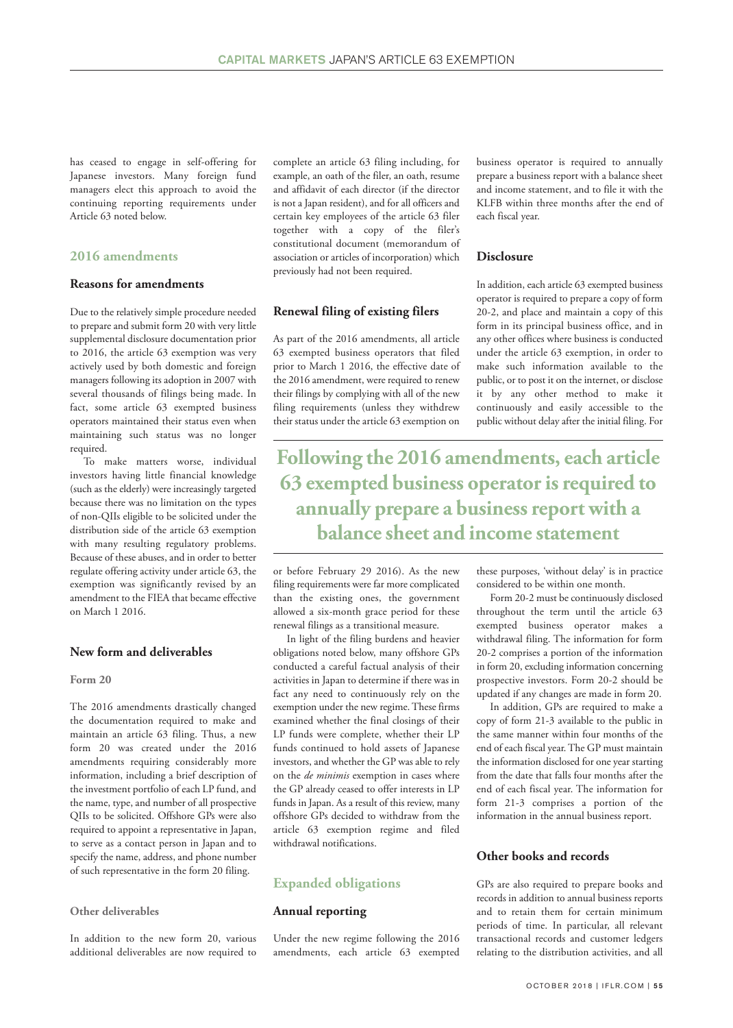has ceased to engage in self-offering for Japanese investors. Many foreign fund managers elect this approach to avoid the continuing reporting requirements under Article 63 noted below.

## 2016 amendments

### Reasons for amendments

Due to the relatively simple procedure needed to prepare and submit form 20 with very little supplemental disclosure documentation prior to 2016, the article 63 exemption was very actively used by both domestic and foreign managers following its adoption in 2007 with several thousands of filings being made. In fact, some article 63 exempted business operators maintained their status even when maintaining such status was no longer required.

To make matters worse, individual investors having little financial knowledge (such as the elderly) were increasingly targeted because there was no limitation on the types of non-QIIs eligible to be solicited under the distribution side of the article 63 exemption with many resulting regulatory problems. Because of these abuses, and in order to better regulate offering activity under article 63, the exemption was significantly revised by an amendment to the FIEA that became effective on March 1 2016.

### New form and deliverables

#### Form 20

The 2016 amendments drastically changed the documentation required to make and maintain an article 63 filing. Thus, a new form 20 was created under the 2016 amendments requiring considerably more information, including a brief description of the investment portfolio of each LP fund, and the name, type, and number of all prospective QIIs to be solicited. Offshore GPs were also required to appoint a representative in Japan, to serve as a contact person in Japan and to specify the name, address, and phone number of such representative in the form 20 filing.

#### Other deliverables

In addition to the new form 20, various additional deliverables are now required to complete an article 63 filing including, for example, an oath of the filer, an oath, resume and affidavit of each director (if the director is not a Japan resident), and for all officers and certain key employees of the article 63 filer together with a copy of the filer's constitutional document (memorandum of association or articles of incorporation) which previously had not been required.

### Renewal filing of existing filers

As part of the 2016 amendments, all article 63 exempted business operators that filed prior to March 1 2016, the effective date of the 2016 amendment, were required to renew their filings by complying with all of the new filing requirements (unless they withdrew their status under the article 63 exemption on or before February 29 2016). As the new filing requirements were far more complicated than the existing ones, the government allowed a six-month grace period for these renewal filings as a transitional measure.

In light of the filing burdens and heavier obligations noted below, many offshore GPs conducted a careful factual analysis of their activities in Japan to determine if there was in fact any need to continuously rely on the exemption under the new regime. These firms examined whether the final closings of their LP funds were complete, whether their LP funds continued to hold assets of Japanese investors, and whether the GP was able to rely on the *de minimis* exemption in cases where the GP already ceased to offer interests in LP funds in Japan. As a result of this review, many offshore GPs decided to withdraw from the article 63 exemption regime and filed withdrawal notifications.

## Expanded obligations

### Annual reporting

Under the new regime following the 2016 amendments, each article 63 exempted business operator is required to annually prepare a business report with a balance sheet and income statement, and to file it with the KLFB within three months after the end of each fiscal year.

> **Following the 2016 amendments, each article 63 exempted business operator is required to annually prepare a business report with a balance sheet and income statement**

### Disclosure

In addition, each article 63 exempted business operator is required to prepare a copy of form 20-2, and place and maintain a copy of this form in its principal business office, and in any other offices where business is conducted under the article 63 exemption, in order to make such information available to the public, or to post it on the internet, or disclose it by any other method to make it continuously and easily accessible to the public without delay after the initial filing. For these purposes, 'without delay' is in practice considered to be within one month.

Form 20-2 must be continuously disclosed throughout the term until the article 63 exempted business operator makes a withdrawal filing. The information for form 20-2 comprises a portion of the information in form 20, excluding information concerning prospective investors. Form 20-2 should be updated if any changes are made in form 20.

In addition, GPs are required to make a copy of form 21-3 available to the public in the same manner within four months of the end of each fiscal year. The GP must maintain the information disclosed for one year starting from the date that falls four months after the end of each fiscal year. The information for form 21-3 comprises a portion of the information in the annual business report.

### Other books and records

GPs are also required to prepare books and records in addition to annual business reports and to retain them for certain minimum periods of time. In particular, all relevant transactional records and customer ledgers relating to the distribution activities, and all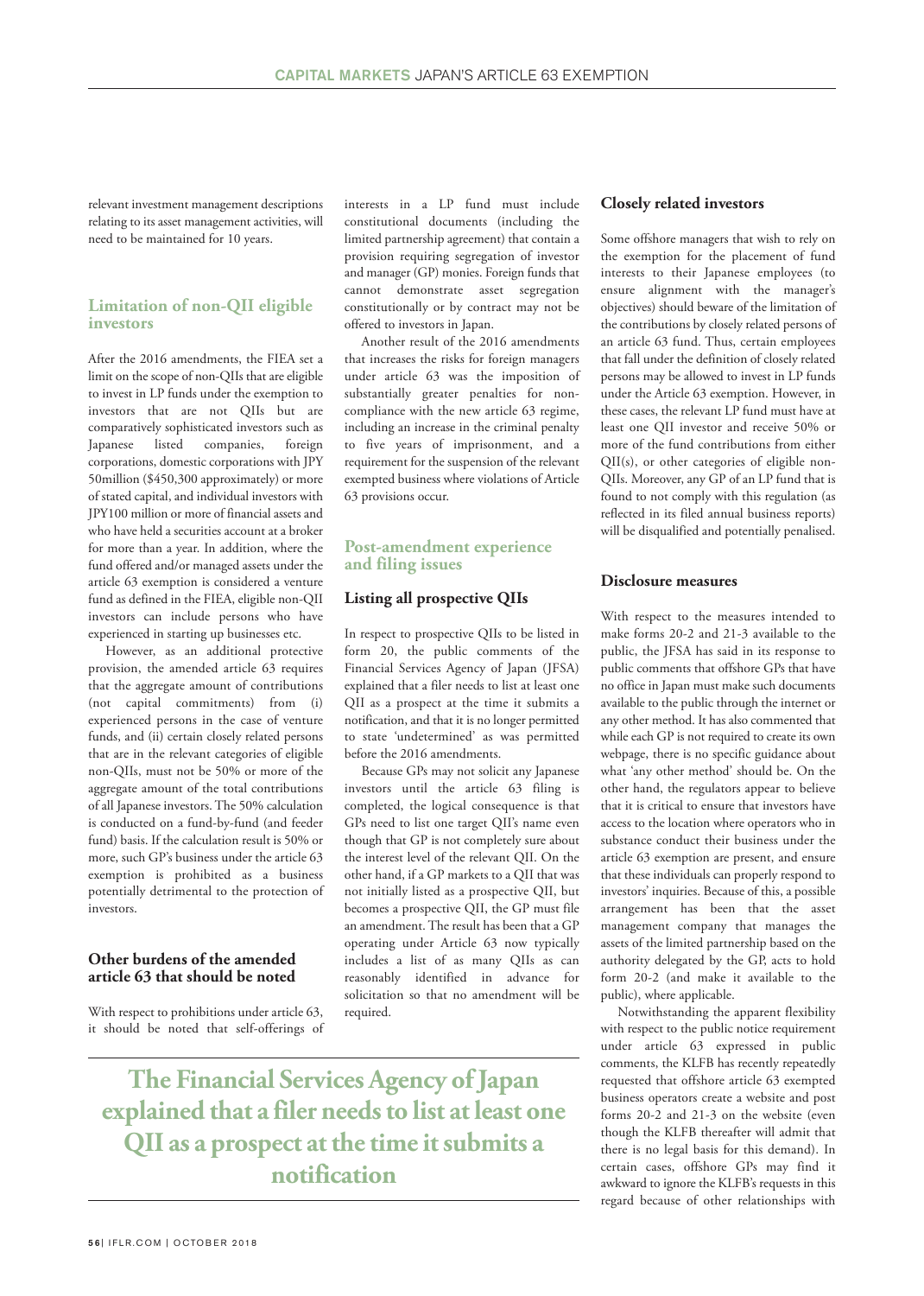relevant investment management descriptions relating to its asset management activities, will need to be maintained for 10 years.

## Limitation of non-QII eligible investors

After the 2016 amendments, the FIEA set a limit on the scope of non-QIIs that are eligible to invest in LP funds under the exemption to investors that are not QIIs but are comparatively sophisticated investors such as Japanese listed companies, foreign corporations, domestic corporations with JPY 50million ($450,300 approximately) or more of stated capital, and individual investors with JPY100 million or more of financial assets and who have held a securities account at a broker for more than a year. In addition, where the fund offered and/or managed assets under the article 63 exemption is considered a venture fund as defined in the FIEA, eligible non-QII investors can include persons who have experienced in starting up businesses etc.

However, as an additional protective provision, the amended article 63 requires that the aggregate amount of contributions (not capital commitments) from (i) experienced persons in the case of venture funds, and (ii) certain closely related persons that are in the relevant categories of eligible non-QIIs, must not be 50% or more of the aggregate amount of the total contributions of all Japanese investors. The 50% calculation is conducted on a fund-by-fund (and feeder fund) basis. If the calculation result is 50% or more, such GP's business under the article 63 exemption is prohibited as a business potentially detrimental to the protection of investors.

### Other burdens of the amended article 63 that should be noted

With respect to prohibitions under article 63, it should be noted that self-offerings of interests in a LP fund must include constitutional documents (including the limited partnership agreement) that contain a provision requiring segregation of investor and manager (GP) monies. Foreign funds that cannot demonstrate asset segregation constitutionally or by contract may not be offered to investors in Japan.

Another result of the 2016 amendments that increases the risks for foreign managers under article 63 was the imposition of substantially greater penalties for non-compliance with the new article 63 regime, including an increase in the criminal penalty to five years of imprisonment, and a requirement for the suspension of the relevant exempted business where violations of Article 63 provisions occur.

## Post-amendment experience and filing issues

### Listing all prospective QIIs

In respect to prospective QIIs to be listed in form 20, the public comments of the Financial Services Agency of Japan (JFSA) explained that a filer needs to list at least one QII as a prospect at the time it submits a notification, and that it is no longer permitted to state 'undetermined' as was permitted before the 2016 amendments.

Because GPs may not solicit any Japanese investors until the article 63 filing is completed, the logical consequence is that GPs need to list one target QII's name even though that GP is not completely sure about the interest level of the relevant QII. On the other hand, if a GP markets to a QII that was not initially listed as a prospective QII, but becomes a prospective QII, the GP must file an amendment. The result has been that a GP operating under Article 63 now typically includes a list of as many QIIs as can reasonably identified in advance for solicitation so that no amendment will be required.

> **The Financial Services Agency of Japan explained that a filer needs to list at least one QII as a prospect at the time it submits a notification**

### Closely related investors

Some offshore managers that wish to rely on the exemption for the placement of fund interests to their Japanese employees (to ensure alignment with the manager's objectives) should beware of the limitation of the contributions by closely related persons of an article 63 fund. Thus, certain employees that fall under the definition of closely related persons may be allowed to invest in LP funds under the Article 63 exemption. However, in these cases, the relevant LP fund must have at least one QII investor and receive 50% or more of the fund contributions from either QII(s), or other categories of eligible non-QIIs. Moreover, any GP of an LP fund that is found to not comply with this regulation (as reflected in its filed annual business reports) will be disqualified and potentially penalised.

### Disclosure measures

With respect to the measures intended to make forms 20-2 and 21-3 available to the public, the JFSA has said in its response to public comments that offshore GPs that have no office in Japan must make such documents available to the public through the internet or any other method. It has also commented that while each GP is not required to create its own webpage, there is no specific guidance about what 'any other method' should be. On the other hand, the regulators appear to believe that it is critical to ensure that investors have access to the location where operators who in substance conduct their business under the article 63 exemption are present, and ensure that these individuals can properly respond to investors' inquiries. Because of this, a possible arrangement has been that the asset management company that manages the assets of the limited partnership based on the authority delegated by the GP, acts to hold form 20-2 (and make it available to the public), where applicable.

Notwithstanding the apparent flexibility with respect to the public notice requirement under article 63 expressed in public comments, the KLFB has recently repeatedly requested that offshore article 63 exempted business operators create a website and post forms 20-2 and 21-3 on the website (even though the KLFB thereafter will admit that there is no legal basis for this demand). In certain cases, offshore GPs may find it awkward to ignore the KLFB's requests in this regard because of other relationships with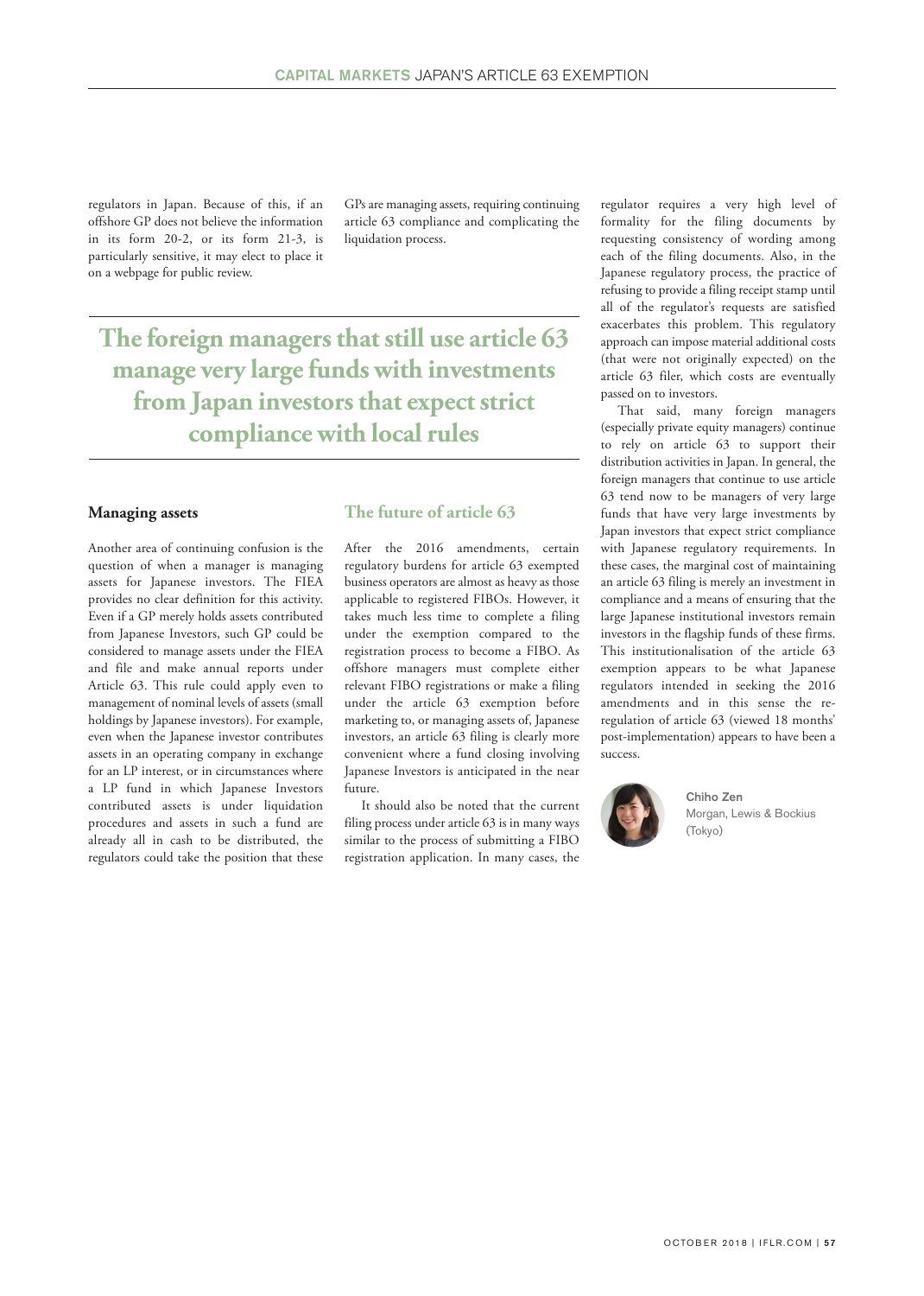regulators in Japan. Because of this, if an offshore GP does not believe the information in its form 20-2, or its form 21-3, is particularly sensitive, it may elect to place it on a webpage for public review.

GPs are managing assets, requiring continuing article 63 compliance and complicating the liquidation process.

> **The foreign managers that still use article 63 manage very large funds with investments from Japan investors that expect strict compliance with local rules**

### Managing assets

Another area of continuing confusion is the question of when a manager is managing assets for Japanese investors. The FIEA provides no clear definition for this activity. Even if a GP merely holds assets contributed from Japanese Investors, such GP could be considered to manage assets under the FIEA and file and make annual reports under Article 63. This rule could apply even to management of nominal levels of assets (small holdings by Japanese investors). For example, even when the Japanese investor contributes assets in an operating company in exchange for an LP interest, or in circumstances where a LP fund in which Japanese Investors contributed assets is under liquidation procedures and assets in such a fund are already all in cash to be distributed, the regulators could take the position that these GPs are managing assets, requiring continuing article 63 compliance and complicating the liquidation process.

### The future of article 63

After the 2016 amendments, certain regulatory burdens for article 63 exempted business operators are almost as heavy as those applicable to registered FIBOs. However, it takes much less time to complete a filing under the exemption compared to the registration process to become a FIBO. As offshore managers must complete either relevant FIBO registrations or make a filing under the article 63 exemption before marketing to, or managing assets of, Japanese investors, an article 63 filing is clearly more convenient where a fund closing involving Japanese Investors is anticipated in the near future.

It should also be noted that the current filing process under article 63 is in many ways similar to the process of submitting a FIBO registration application. In many cases, the regulator requires a very high level of formality for the filing documents by requesting consistency of wording among each of the filing documents. Also, in the Japanese regulatory process, the practice of refusing to provide a filing receipt stamp until all of the regulator's requests are satisfied exacerbates this problem. This regulatory approach can impose material additional costs (that were not originally expected) on the article 63 filer, which costs are eventually passed on to investors.

That said, many foreign managers (especially private equity managers) continue to rely on article 63 to support their distribution activities in Japan. In general, the foreign managers that continue to use article 63 tend now to be managers of very large funds that have very large investments by Japan investors that expect strict compliance with Japanese regulatory requirements. In these cases, the marginal cost of maintaining an article 63 filing is merely an investment in compliance and a means of ensuring that the large Japanese institutional investors remain investors in the flagship funds of these firms. This institutionalisation of the article 63 exemption appears to be what Japanese regulators intended in seeking the 2016 amendments and in this sense the re-regulation of article 63 (viewed 18 months' post-implementation) appears to have been a success.

**Chiho Zen**
Morgan, Lewis & Bockius (Tokyo)